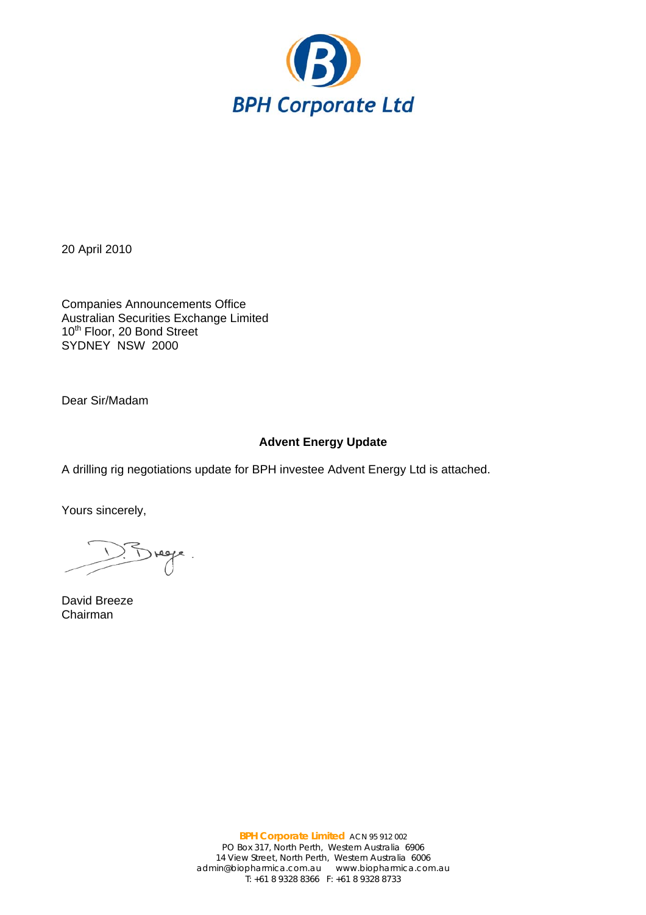BPH Corporate Ltd

20 April 2010

Companies Announcements Office
Australian Securities Exchange Limited
10th Floor, 20 Bond Street
SYDNEY NSW 2000

Dear Sir/Madam

**Advent Energy Update**

A drilling rig negotiations update for BPH investee Advent Energy Ltd is attached.

Yours sincerely,

David Breeze
Chairman

**BPH Corporate Limited** ACN 95 912 002
PO Box 317, North Perth, Western Australia 6906
14 View Street, North Perth, Western Australia 6006
admin@biopharmica.com.au www.biopharmica.com.au
T: +61 8 9328 8366 F: +61 8 9328 8733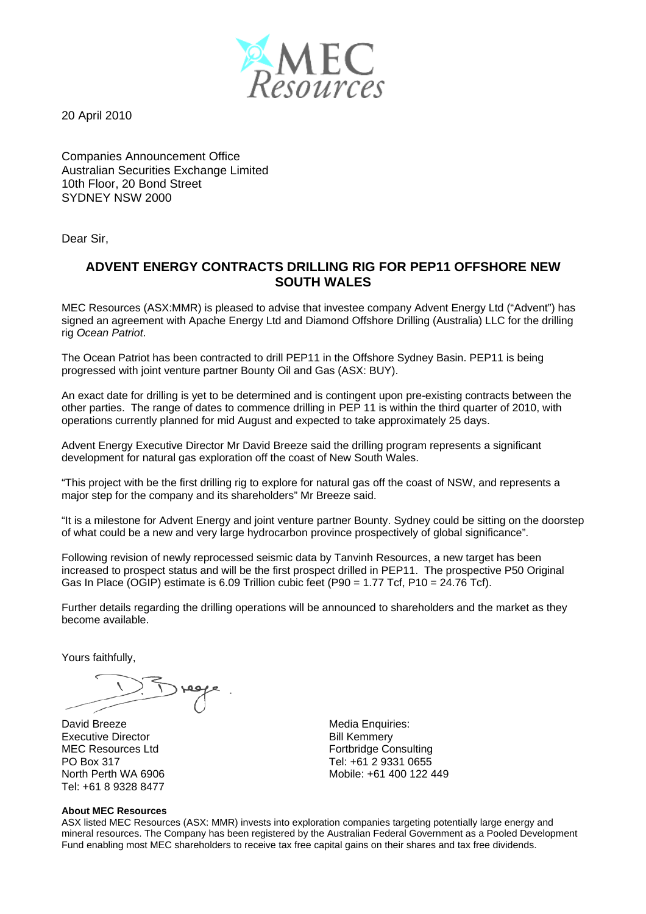20 April 2010

Companies Announcement Office
Australian Securities Exchange Limited
10th Floor, 20 Bond Street
SYDNEY NSW 2000

Dear Sir,

## ADVENT ENERGY CONTRACTS DRILLING RIG FOR PEP11 OFFSHORE NEW SOUTH WALES

MEC Resources (ASX:MMR) is pleased to advise that investee company Advent Energy Ltd ("Advent") has signed an agreement with Apache Energy Ltd and Diamond Offshore Drilling (Australia) LLC for the drilling rig *Ocean Patriot*.

The Ocean Patriot has been contracted to drill PEP11 in the Offshore Sydney Basin. PEP11 is being progressed with joint venture partner Bounty Oil and Gas (ASX: BUY).

An exact date for drilling is yet to be determined and is contingent upon pre-existing contracts between the other parties. The range of dates to commence drilling in PEP 11 is within the third quarter of 2010, with operations currently planned for mid August and expected to take approximately 25 days.

Advent Energy Executive Director Mr David Breeze said the drilling program represents a significant development for natural gas exploration off the coast of New South Wales.

"This project with be the first drilling rig to explore for natural gas off the coast of NSW, and represents a major step for the company and its shareholders" Mr Breeze said.

"It is a milestone for Advent Energy and joint venture partner Bounty. Sydney could be sitting on the doorstep of what could be a new and very large hydrocarbon province prospectively of global significance".

Following revision of newly reprocessed seismic data by Tanvinh Resources, a new target has been increased to prospect status and will be the first prospect drilled in PEP11. The prospective P50 Original Gas In Place (OGIP) estimate is 6.09 Trillion cubic feet (P90 = 1.77 Tcf, P10 = 24.76 Tcf).

Further details regarding the drilling operations will be announced to shareholders and the market as they become available.

Yours faithfully,

David Breeze
Executive Director
MEC Resources Ltd
PO Box 317
North Perth WA 6906
Tel: +61 8 9328 8477

Media Enquiries:
Bill Kemmery
Fortbridge Consulting
Tel: +61 2 9331 0655
Mobile: +61 400 122 449

**About MEC Resources**

ASX listed MEC Resources (ASX: MMR) invests into exploration companies targeting potentially large energy and mineral resources. The Company has been registered by the Australian Federal Government as a Pooled Development Fund enabling most MEC shareholders to receive tax free capital gains on their shares and tax free dividends.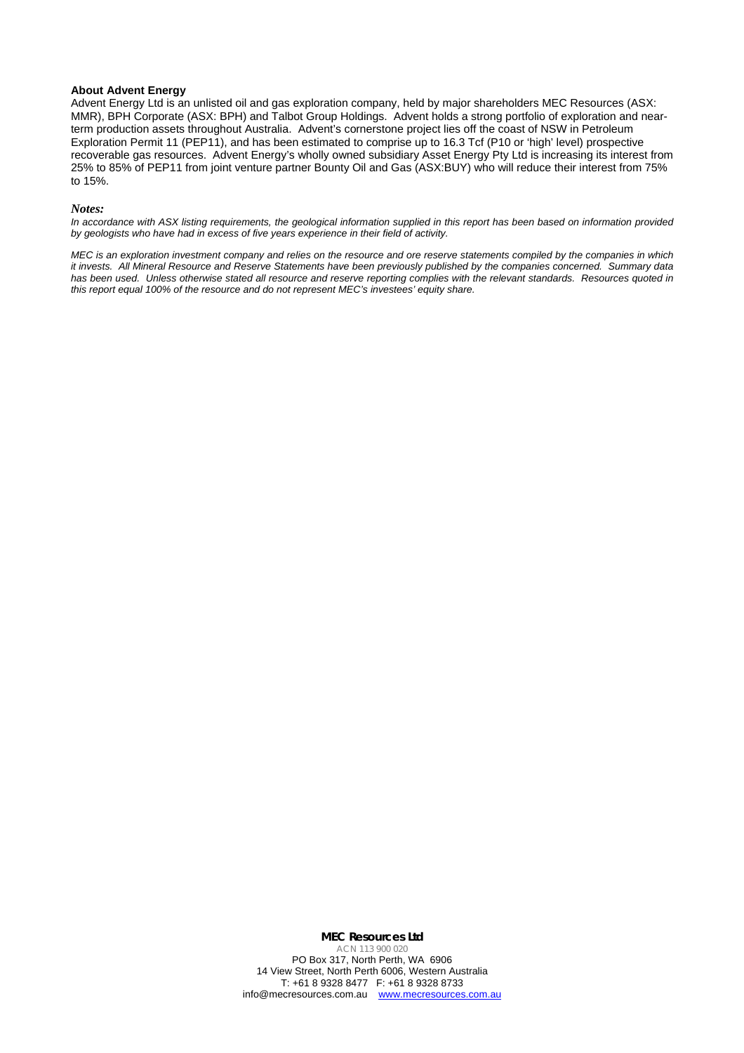**About Advent Energy**

Advent Energy Ltd is an unlisted oil and gas exploration company, held by major shareholders MEC Resources (ASX: MMR), BPH Corporate (ASX: BPH) and Talbot Group Holdings. Advent holds a strong portfolio of exploration and near-term production assets throughout Australia. Advent's cornerstone project lies off the coast of NSW in Petroleum Exploration Permit 11 (PEP11), and has been estimated to comprise up to 16.3 Tcf (P10 or 'high' level) prospective recoverable gas resources. Advent Energy's wholly owned subsidiary Asset Energy Pty Ltd is increasing its interest from 25% to 85% of PEP11 from joint venture partner Bounty Oil and Gas (ASX:BUY) who will reduce their interest from 75% to 15%.

***Notes:***

*In accordance with ASX listing requirements, the geological information supplied in this report has been based on information provided by geologists who have had in excess of five years experience in their field of activity.*

*MEC is an exploration investment company and relies on the resource and ore reserve statements compiled by the companies in which it invests. All Mineral Resource and Reserve Statements have been previously published by the companies concerned. Summary data has been used. Unless otherwise stated all resource and reserve reporting complies with the relevant standards. Resources quoted in this report equal 100% of the resource and do not represent MEC's investees' equity share.*

**MEC Resources Ltd**
ACN 113 900 020
PO Box 317, North Perth, WA 6906
14 View Street, North Perth 6006, Western Australia
T: +61 8 9328 8477 F: +61 8 9328 8733
info@mecresources.com.au www.mecresources.com.au